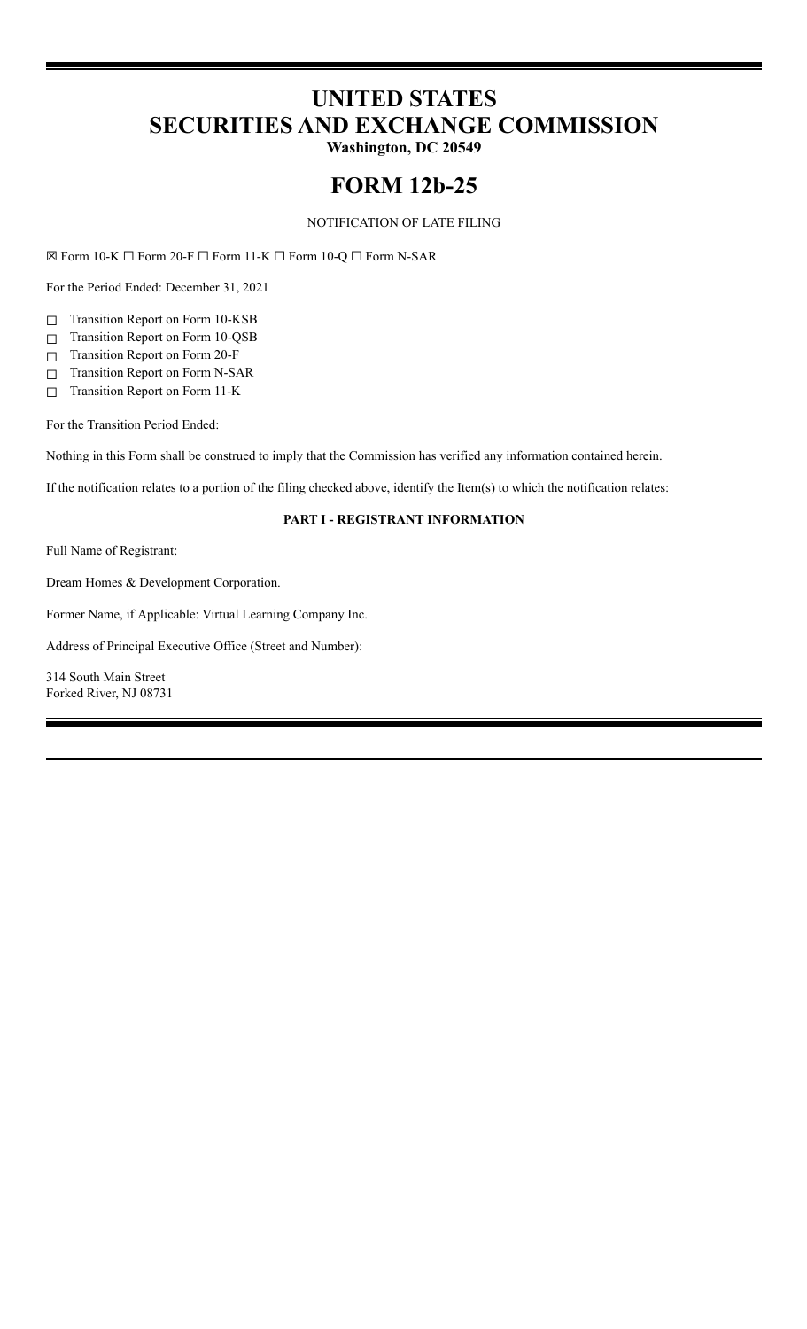# UNITED STATES
# SECURITIES AND EXCHANGE COMMISSION
**Washington, DC 20549**

# FORM 12b-25

NOTIFICATION OF LATE FILING

☒ Form 10-K ☐ Form 20-F ☐ Form 11-K ☐ Form 10-Q ☐ Form N-SAR

For the Period Ended: December 31, 2021

- ☐ Transition Report on Form 10-KSB
- ☐ Transition Report on Form 10-QSB
- ☐ Transition Report on Form 20-F
- ☐ Transition Report on Form N-SAR
- ☐ Transition Report on Form 11-K

For the Transition Period Ended:

Nothing in this Form shall be construed to imply that the Commission has verified any information contained herein.

If the notification relates to a portion of the filing checked above, identify the Item(s) to which the notification relates:

**PART I - REGISTRANT INFORMATION**

Full Name of Registrant:

Dream Homes & Development Corporation.

Former Name, if Applicable: Virtual Learning Company Inc.

Address of Principal Executive Office (Street and Number):

314 South Main Street
Forked River, NJ 08731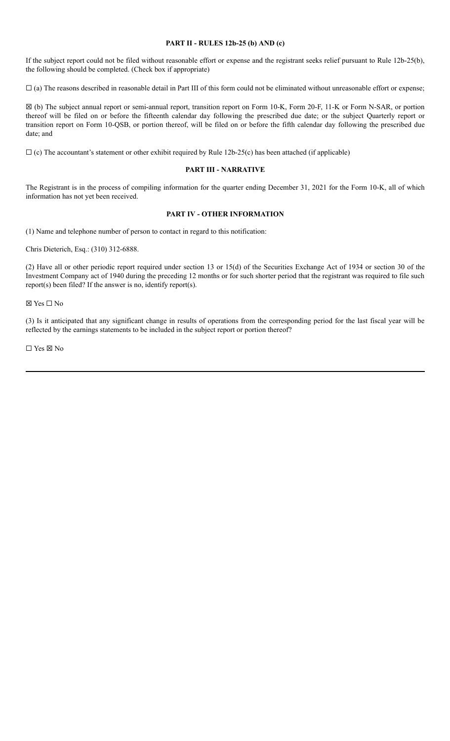### PART II - RULES 12b-25 (b) AND (c)

If the subject report could not be filed without reasonable effort or expense and the registrant seeks relief pursuant to Rule 12b-25(b), the following should be completed. (Check box if appropriate)

☐ (a) The reasons described in reasonable detail in Part III of this form could not be eliminated without unreasonable effort or expense;

☒ (b) The subject annual report or semi-annual report, transition report on Form 10-K, Form 20-F, 11-K or Form N-SAR, or portion thereof will be filed on or before the fifteenth calendar day following the prescribed due date; or the subject Quarterly report or transition report on Form 10-QSB, or portion thereof, will be filed on or before the fifth calendar day following the prescribed due date; and

☐ (c) The accountant's statement or other exhibit required by Rule 12b-25(c) has been attached (if applicable)

### PART III - NARRATIVE

The Registrant is in the process of compiling information for the quarter ending December 31, 2021 for the Form 10-K, all of which information has not yet been received.

### PART IV - OTHER INFORMATION

(1) Name and telephone number of person to contact in regard to this notification:

Chris Dieterich, Esq.: (310) 312-6888.

(2) Have all or other periodic report required under section 13 or 15(d) of the Securities Exchange Act of 1934 or section 30 of the Investment Company act of 1940 during the preceding 12 months or for such shorter period that the registrant was required to file such report(s) been filed? If the answer is no, identify report(s).

☒ Yes ☐ No

(3) Is it anticipated that any significant change in results of operations from the corresponding period for the last fiscal year will be reflected by the earnings statements to be included in the subject report or portion thereof?

☐ Yes ☒ No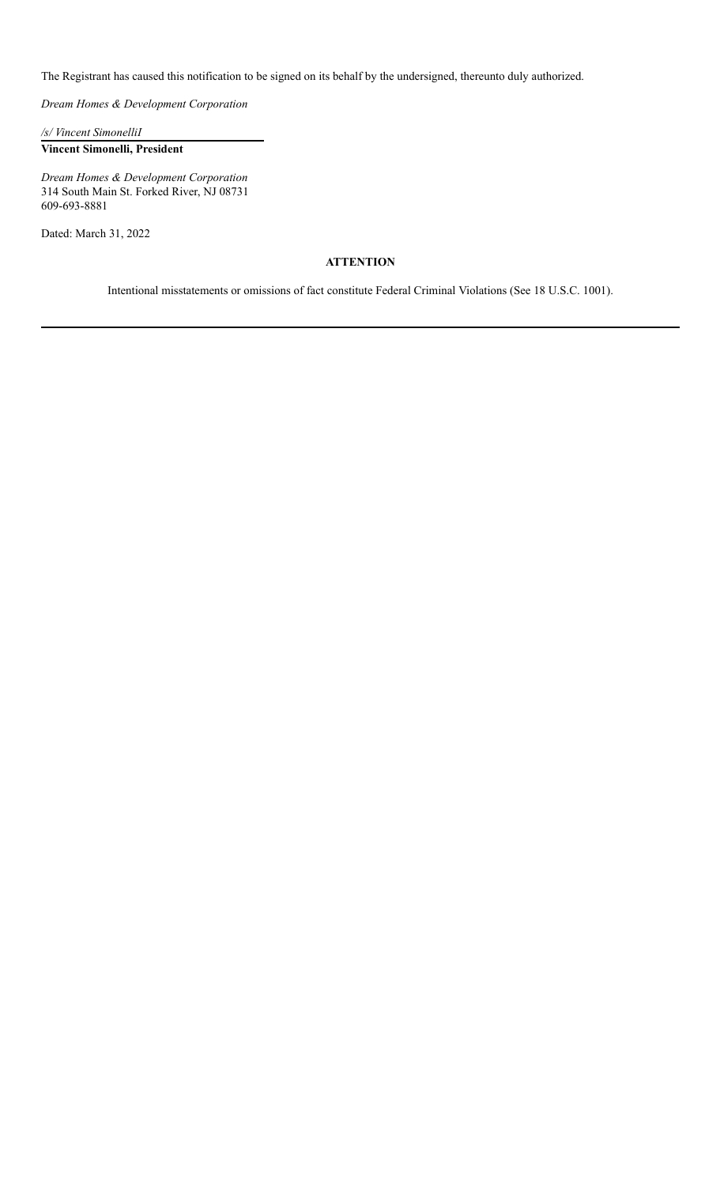The Registrant has caused this notification to be signed on its behalf by the undersigned, thereunto duly authorized.

*Dream Homes & Development Corporation*

*/s/ Vincent SimonelliI*

**Vincent Simonelli, President**

*Dream Homes & Development Corporation*
314 South Main St. Forked River, NJ 08731
609-693-8881

Dated: March 31, 2022

**ATTENTION**

Intentional misstatements or omissions of fact constitute Federal Criminal Violations (See 18 U.S.C. 1001).